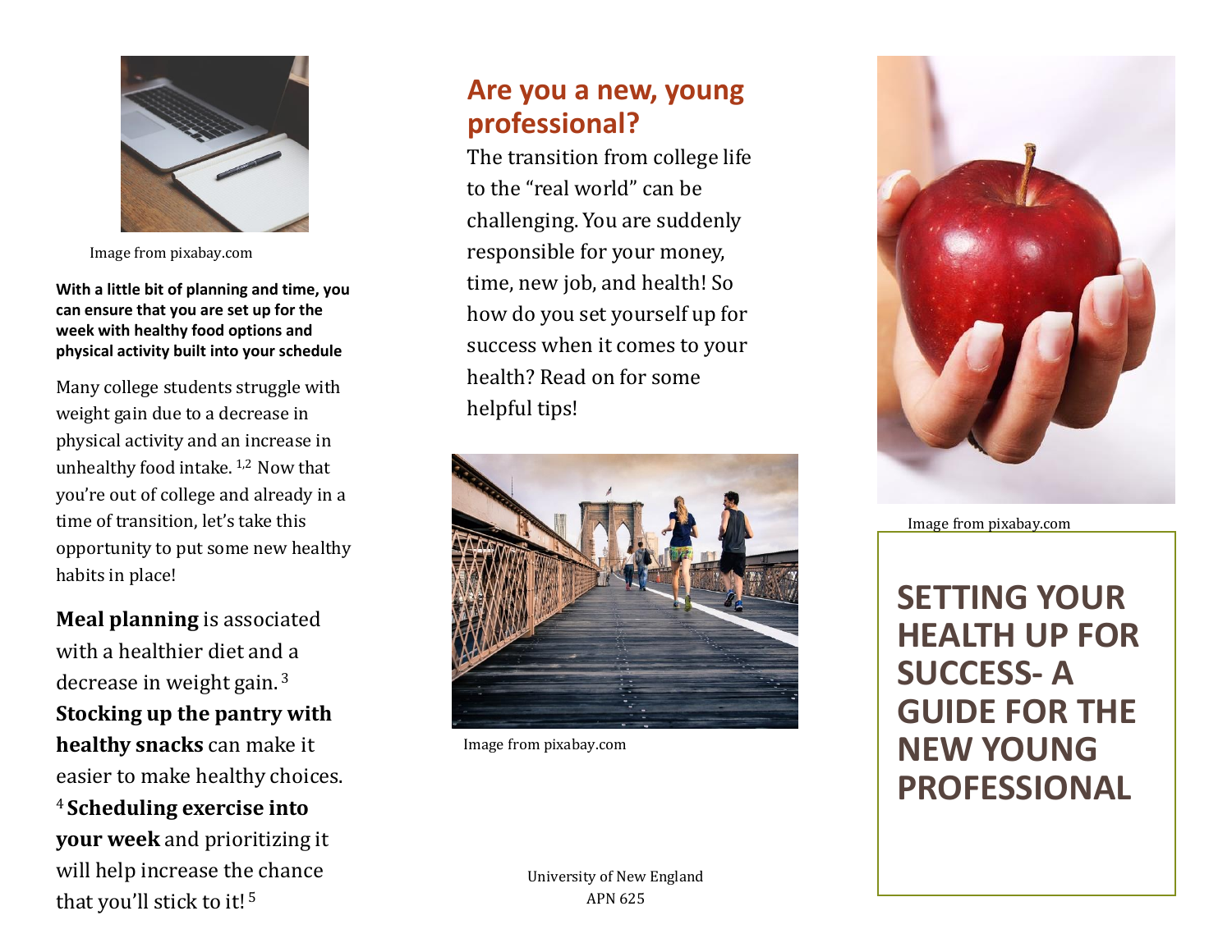Image from pixabay.com

**With a little bit of planning and time, you can ensure that you are set up for the week with healthy food options and physical activity built into your schedule**

Many college students struggle with weight gain due to a decrease in physical activity and an increase in unhealthy food intake. [1,2] Now that you're out of college and already in a time of transition, let's take this opportunity to put some new healthy habits in place!

**Meal planning** is associated with a healthier diet and a decrease in weight gain. [3] **Stocking up the pantry with healthy snacks** can make it easier to make healthy choices. [4] **Scheduling exercise into your week** and prioritizing it will help increase the chance that you'll stick to it! [5]

## Are you a new, young professional?

The transition from college life to the "real world" can be challenging. You are suddenly responsible for your money, time, new job, and health! So how do you set yourself up for success when it comes to your health? Read on for some helpful tips!

Image from pixabay.com

University of New England
APN 625

Image from pixabay.com

# SETTING YOUR HEALTH UP FOR SUCCESS- A GUIDE FOR THE NEW YOUNG PROFESSIONAL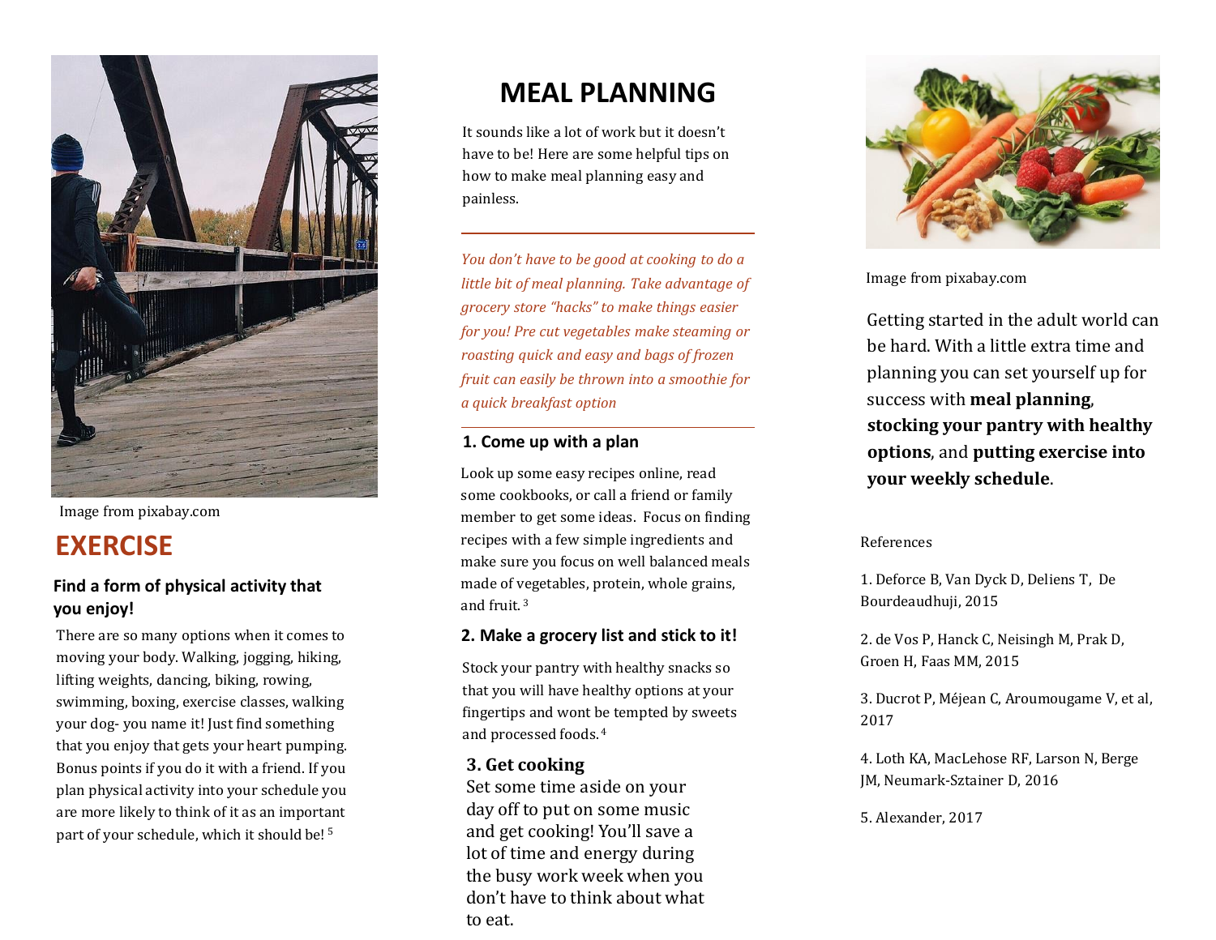Image from pixabay.com

## EXERCISE

### Find a form of physical activity that you enjoy!

There are so many options when it comes to moving your body. Walking, jogging, hiking, lifting weights, dancing, biking, rowing, swimming, boxing, exercise classes, walking your dog- you name it! Just find something that you enjoy that gets your heart pumping. Bonus points if you do it with a friend. If you plan physical activity into your schedule you are more likely to think of it as an important part of your schedule, which it should be! [5]

# MEAL PLANNING

It sounds like a lot of work but it doesn't have to be! Here are some helpful tips on how to make meal planning easy and painless.

*You don't have to be good at cooking to do a little bit of meal planning. Take advantage of grocery store "hacks" to make things easier for you! Pre cut vegetables make steaming or roasting quick and easy and bags of frozen fruit can easily be thrown into a smoothie for a quick breakfast option*

### 1. Come up with a plan

Look up some easy recipes online, read some cookbooks, or call a friend or family member to get some ideas. Focus on finding recipes with a few simple ingredients and make sure you focus on well balanced meals made of vegetables, protein, whole grains, and fruit. [3]

### 2. Make a grocery list and stick to it!

Stock your pantry with healthy snacks so that you will have healthy options at your fingertips and wont be tempted by sweets and processed foods. [4]

### 3. Get cooking

Set some time aside on your day off to put on some music and get cooking! You'll save a lot of time and energy during the busy work week when you don't have to think about what to eat.

Image from pixabay.com

Getting started in the adult world can be hard. With a little extra time and planning you can set yourself up for success with **meal planning**, **stocking your pantry with healthy options**, and **putting exercise into your weekly schedule**.

References

1. Deforce B, Van Dyck D, Deliens T, De Bourdeaudhuji, 2015

2. de Vos P, Hanck C, Neisingh M, Prak D, Groen H, Faas MM, 2015

3. Ducrot P, Méjean C, Aroumougame V, et al, 2017

4. Loth KA, MacLehose RF, Larson N, Berge JM, Neumark-Sztainer D, 2016

5. Alexander, 2017